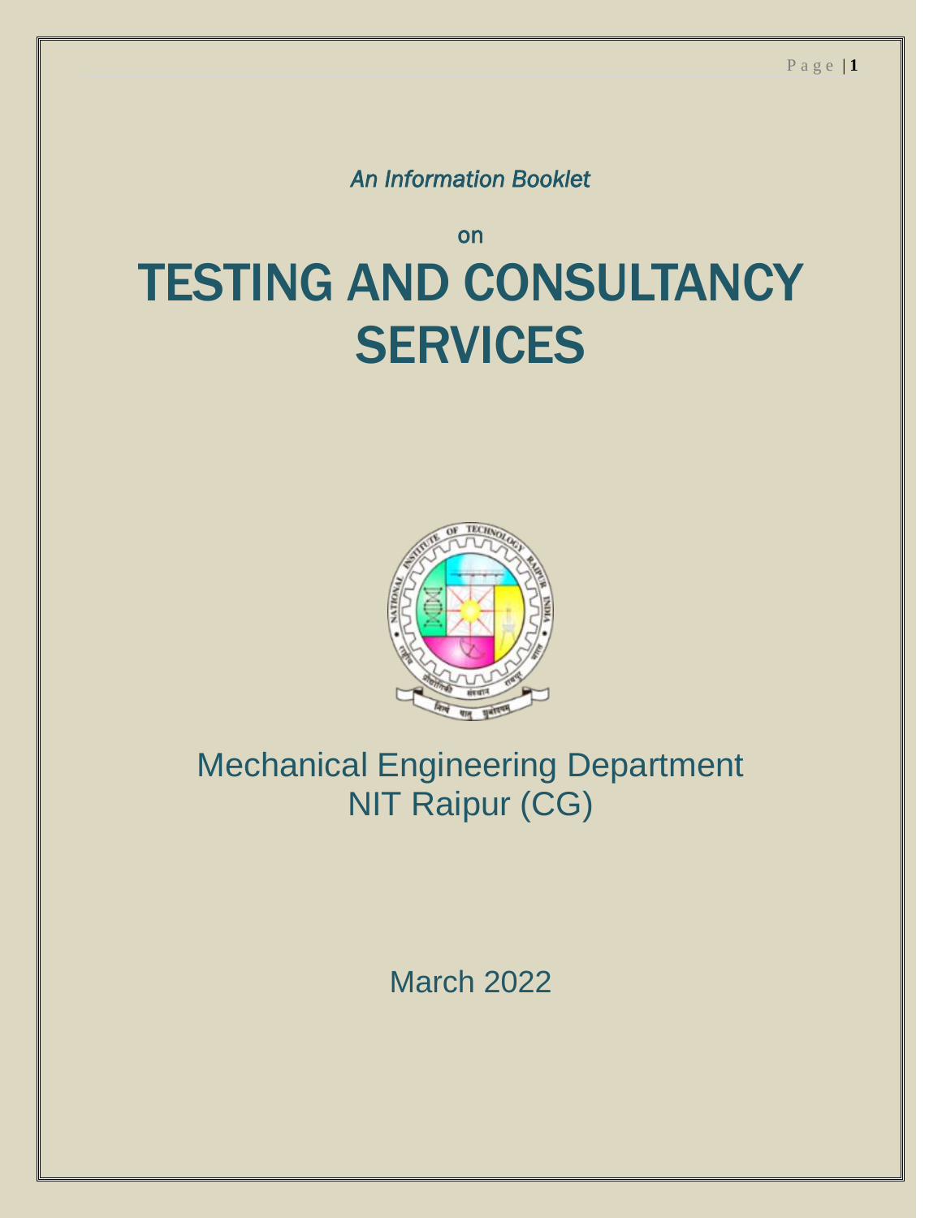*An Information Booklet*

on

# TESTING AND CONSULTANCY SERVICES

Mechanical Engineering Department
NIT Raipur (CG)

March 2022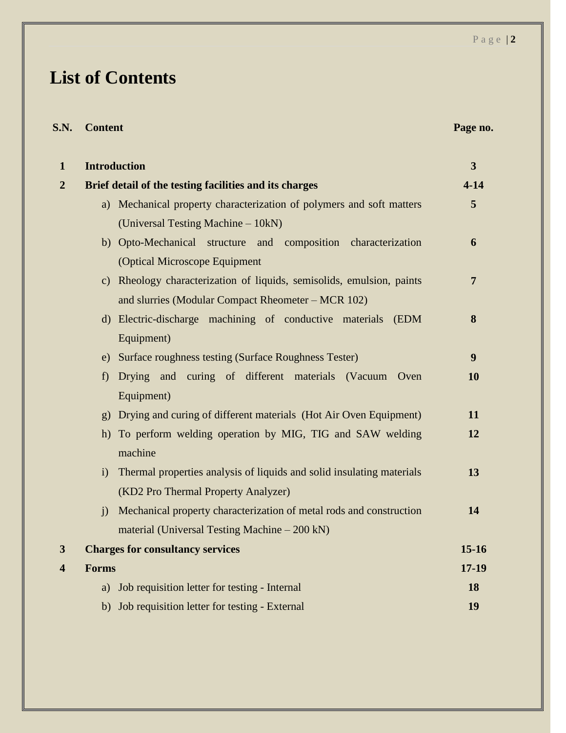# List of Contents

| S.N. | Content | Page no. |
|---|---|---|
| **1** | **Introduction** | **3** |
| **2** | **Brief detail of the testing facilities and its charges** | **4-14** |
| | a) Mechanical property characterization of polymers and soft matters (Universal Testing Machine – 10kN) | **5** |
| | b) Opto-Mechanical structure and composition characterization (Optical Microscope Equipment | **6** |
| | c) Rheology characterization of liquids, semisolids, emulsion, paints and slurries (Modular Compact Rheometer – MCR 102) | **7** |
| | d) Electric-discharge machining of conductive materials (EDM Equipment) | **8** |
| | e) Surface roughness testing (Surface Roughness Tester) | **9** |
| | f) Drying and curing of different materials (Vacuum Oven Equipment) | **10** |
| | g) Drying and curing of different materials (Hot Air Oven Equipment) | **11** |
| | h) To perform welding operation by MIG, TIG and SAW welding machine | **12** |
| | i) Thermal properties analysis of liquids and solid insulating materials (KD2 Pro Thermal Property Analyzer) | **13** |
| | j) Mechanical property characterization of metal rods and construction material (Universal Testing Machine – 200 kN) | **14** |
| **3** | **Charges for consultancy services** | **15-16** |
| **4** | **Forms** | **17-19** |
| | a) Job requisition letter for testing - Internal | **18** |
| | b) Job requisition letter for testing - External | **19** |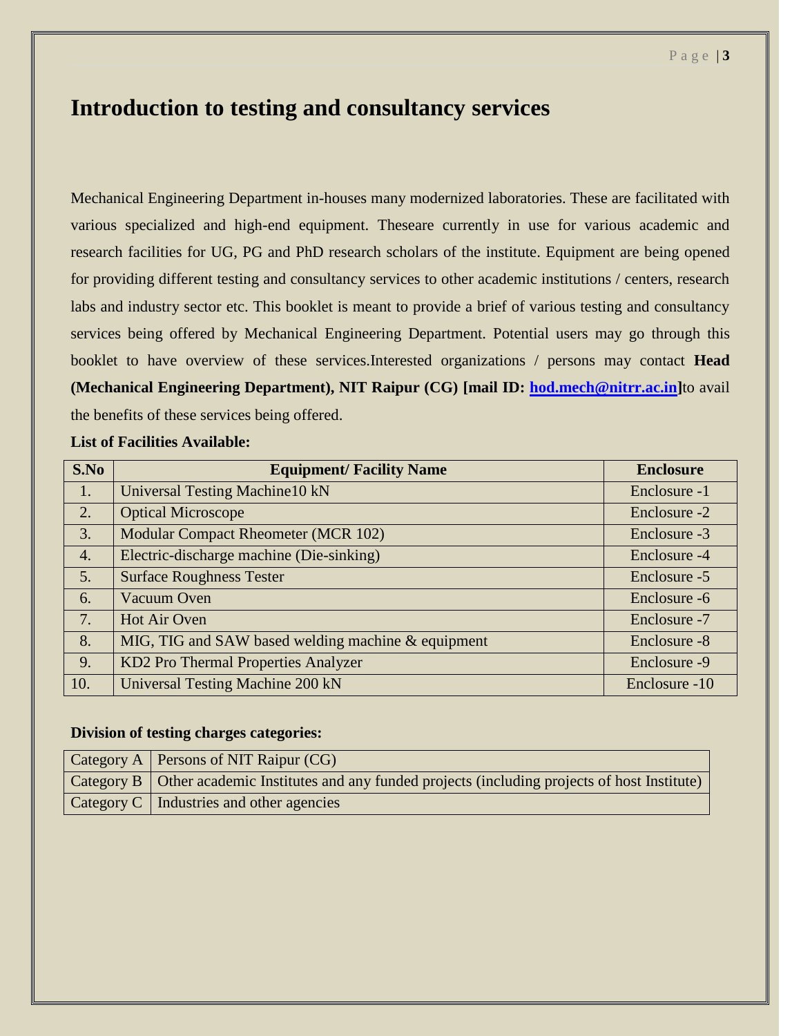# Introduction to testing and consultancy services

Mechanical Engineering Department in-houses many modernized laboratories. These are facilitated with various specialized and high-end equipment. Theseare currently in use for various academic and research facilities for UG, PG and PhD research scholars of the institute. Equipment are being opened for providing different testing and consultancy services to other academic institutions / centers, research labs and industry sector etc. This booklet is meant to provide a brief of various testing and consultancy services being offered by Mechanical Engineering Department. Potential users may go through this booklet to have overview of these services.Interested organizations / persons may contact **Head (Mechanical Engineering Department), NIT Raipur (CG) [mail ID: hod.mech@nitrr.ac.in]**to avail the benefits of these services being offered.

**List of Facilities Available:**

| S.No | Equipment/ Facility Name | Enclosure |
|---|---|---|
| 1. | Universal Testing Machine10 kN | Enclosure -1 |
| 2. | Optical Microscope | Enclosure -2 |
| 3. | Modular Compact Rheometer (MCR 102) | Enclosure -3 |
| 4. | Electric-discharge machine (Die-sinking) | Enclosure -4 |
| 5. | Surface Roughness Tester | Enclosure -5 |
| 6. | Vacuum Oven | Enclosure -6 |
| 7. | Hot Air Oven | Enclosure -7 |
| 8. | MIG, TIG and SAW based welding machine & equipment | Enclosure -8 |
| 9. | KD2 Pro Thermal Properties Analyzer | Enclosure -9 |
| 10. | Universal Testing Machine 200 kN | Enclosure -10 |

**Division of testing charges categories:**

| | |
|---|---|
| Category A | Persons of NIT Raipur (CG) |
| Category B | Other academic Institutes and any funded projects (including projects of host Institute) |
| Category C | Industries and other agencies |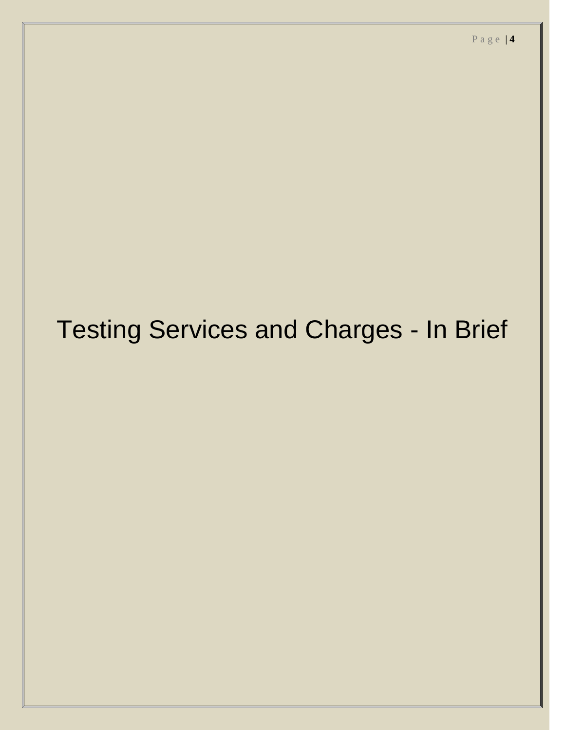# Testing Services and Charges - In Brief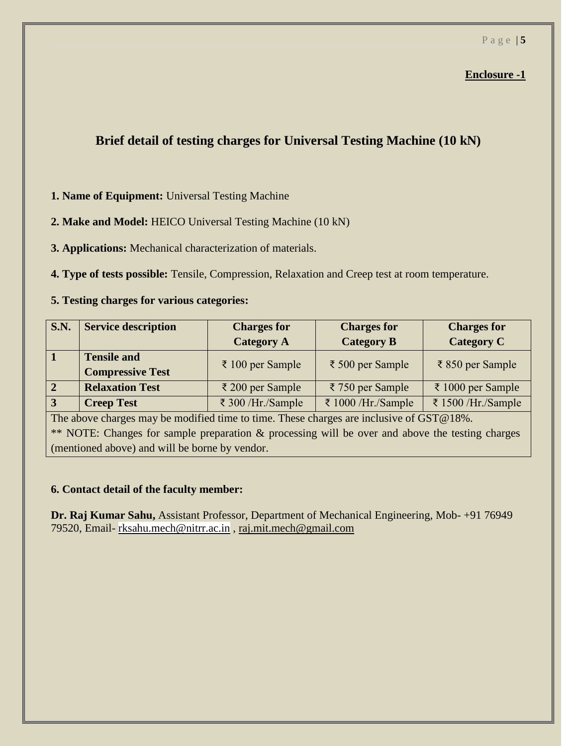**Enclosure -1**

## Brief detail of testing charges for Universal Testing Machine (10 kN)

**1. Name of Equipment:** Universal Testing Machine

**2. Make and Model:** HEICO Universal Testing Machine (10 kN)

**3. Applications:** Mechanical characterization of materials.

**4. Type of tests possible:** Tensile, Compression, Relaxation and Creep test at room temperature.

**5. Testing charges for various categories:**

| S.N. | Service description | Charges for Category A | Charges for Category B | Charges for Category C |
|---|---|---|---|---|
| 1 | Tensile and Compressive Test | ₹ 100 per Sample | ₹ 500 per Sample | ₹ 850 per Sample |
| 2 | Relaxation Test | ₹ 200 per Sample | ₹ 750 per Sample | ₹ 1000 per Sample |
| 3 | Creep Test | ₹ 300 /Hr./Sample | ₹ 1000 /Hr./Sample | ₹ 1500 /Hr./Sample |
| The above charges may be modified time to time. These charges are inclusive of GST@18%. ** NOTE: Changes for sample preparation & processing will be over and above the testing charges (mentioned above) and will be borne by vendor. | | | | |

**6. Contact detail of the faculty member:**

**Dr. Raj Kumar Sahu,** Assistant Professor, Department of Mechanical Engineering, Mob- +91 76949 79520, Email- rksahu.mech@nitrr.ac.in , raj.mit.mech@gmail.com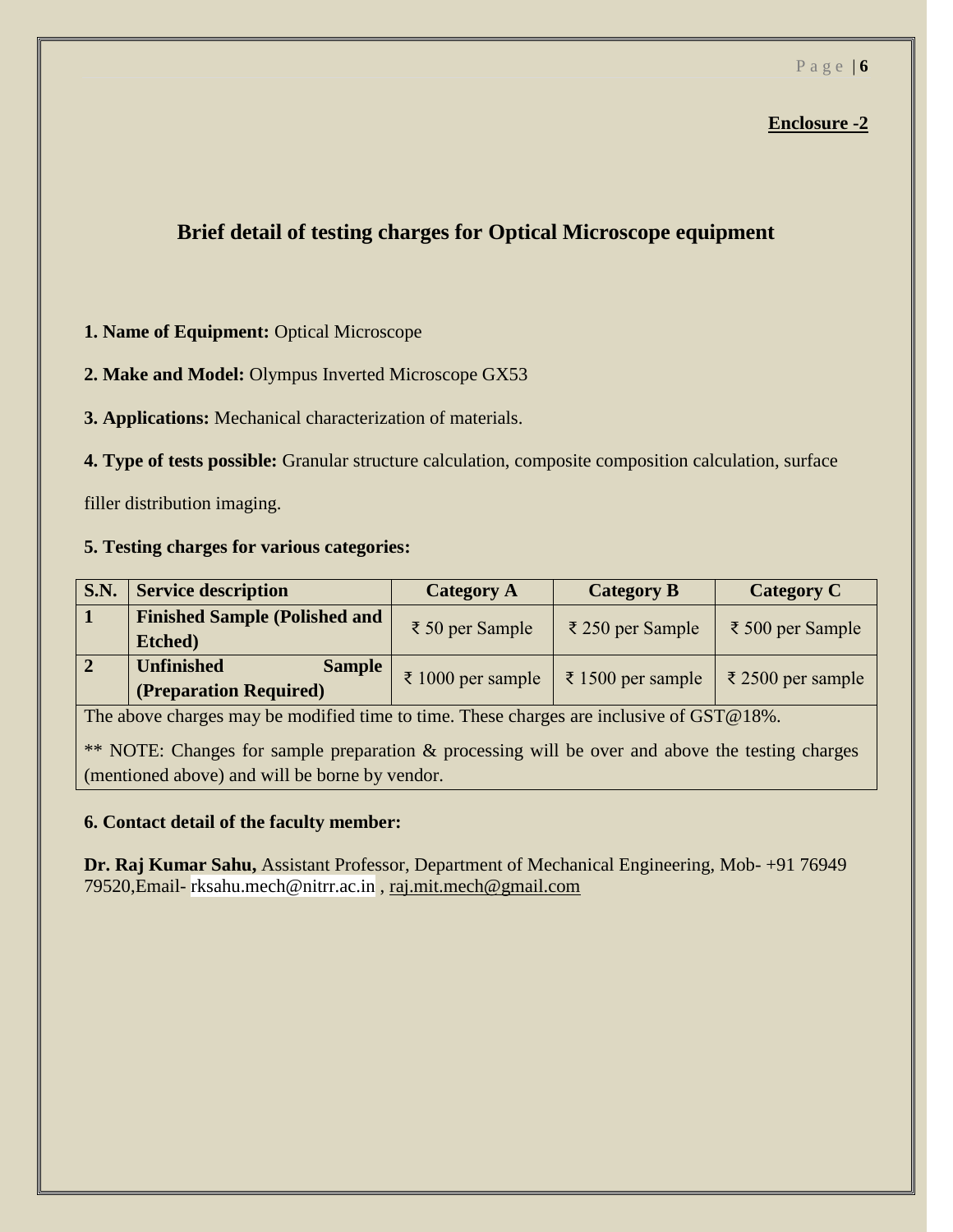**Enclosure -2**

## Brief detail of testing charges for Optical Microscope equipment

**1. Name of Equipment:** Optical Microscope

**2. Make and Model:** Olympus Inverted Microscope GX53

**3. Applications:** Mechanical characterization of materials.

**4. Type of tests possible:** Granular structure calculation, composite composition calculation, surface filler distribution imaging.

**5. Testing charges for various categories:**

| S.N. | Service description | Category A | Category B | Category C |
|---|---|---|---|---|
| 1 | **Finished Sample (Polished and Etched)** | ₹ 50 per Sample | ₹ 250 per Sample | ₹ 500 per Sample |
| 2 | **Unfinished Sample (Preparation Required)** | ₹ 1000 per sample | ₹ 1500 per sample | ₹ 2500 per sample |

The above charges may be modified time to time. These charges are inclusive of GST@18%.

** NOTE: Changes for sample preparation & processing will be over and above the testing charges (mentioned above) and will be borne by vendor.

**6. Contact detail of the faculty member:**

**Dr. Raj Kumar Sahu,** Assistant Professor, Department of Mechanical Engineering, Mob- +91 76949 79520,Email- rksahu.mech@nitrr.ac.in , raj.mit.mech@gmail.com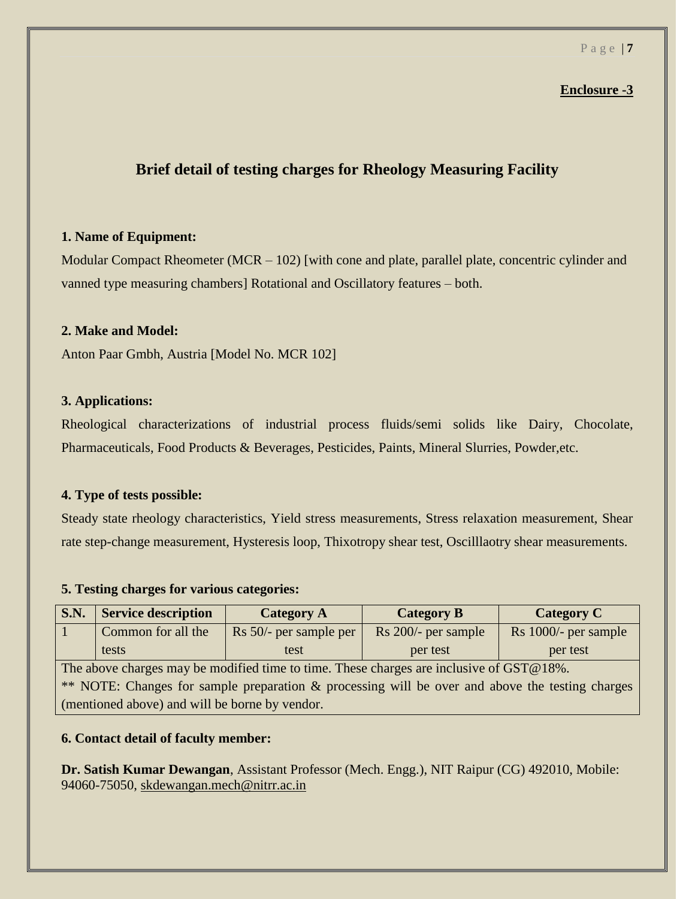**Enclosure -3**

# Brief detail of testing charges for Rheology Measuring Facility

**1. Name of Equipment:**

Modular Compact Rheometer (MCR – 102) [with cone and plate, parallel plate, concentric cylinder and vanned type measuring chambers] Rotational and Oscillatory features – both.

**2. Make and Model:**

Anton Paar Gmbh, Austria [Model No. MCR 102]

**3. Applications:**

Rheological characterizations of industrial process fluids/semi solids like Dairy, Chocolate, Pharmaceuticals, Food Products & Beverages, Pesticides, Paints, Mineral Slurries, Powder,etc.

**4. Type of tests possible:**

Steady state rheology characteristics, Yield stress measurements, Stress relaxation measurement, Shear rate step-change measurement, Hysteresis loop, Thixotropy shear test, Oscilllaotry shear measurements.

**5. Testing charges for various categories:**

| S.N. | Service description | Category A | Category B | Category C |
|---|---|---|---|---|
| 1 | Common for all the tests | Rs 50/- per sample per test | Rs 200/- per sample per test | Rs 1000/- per sample per test |
| The above charges may be modified time to time. These charges are inclusive of GST@18%. ** NOTE: Changes for sample preparation & processing will be over and above the testing charges (mentioned above) and will be borne by vendor. | | | | |

**6. Contact detail of faculty member:**

**Dr. Satish Kumar Dewangan**, Assistant Professor (Mech. Engg.), NIT Raipur (CG) 492010, Mobile: 94060-75050, skdewangan.mech@nitrr.ac.in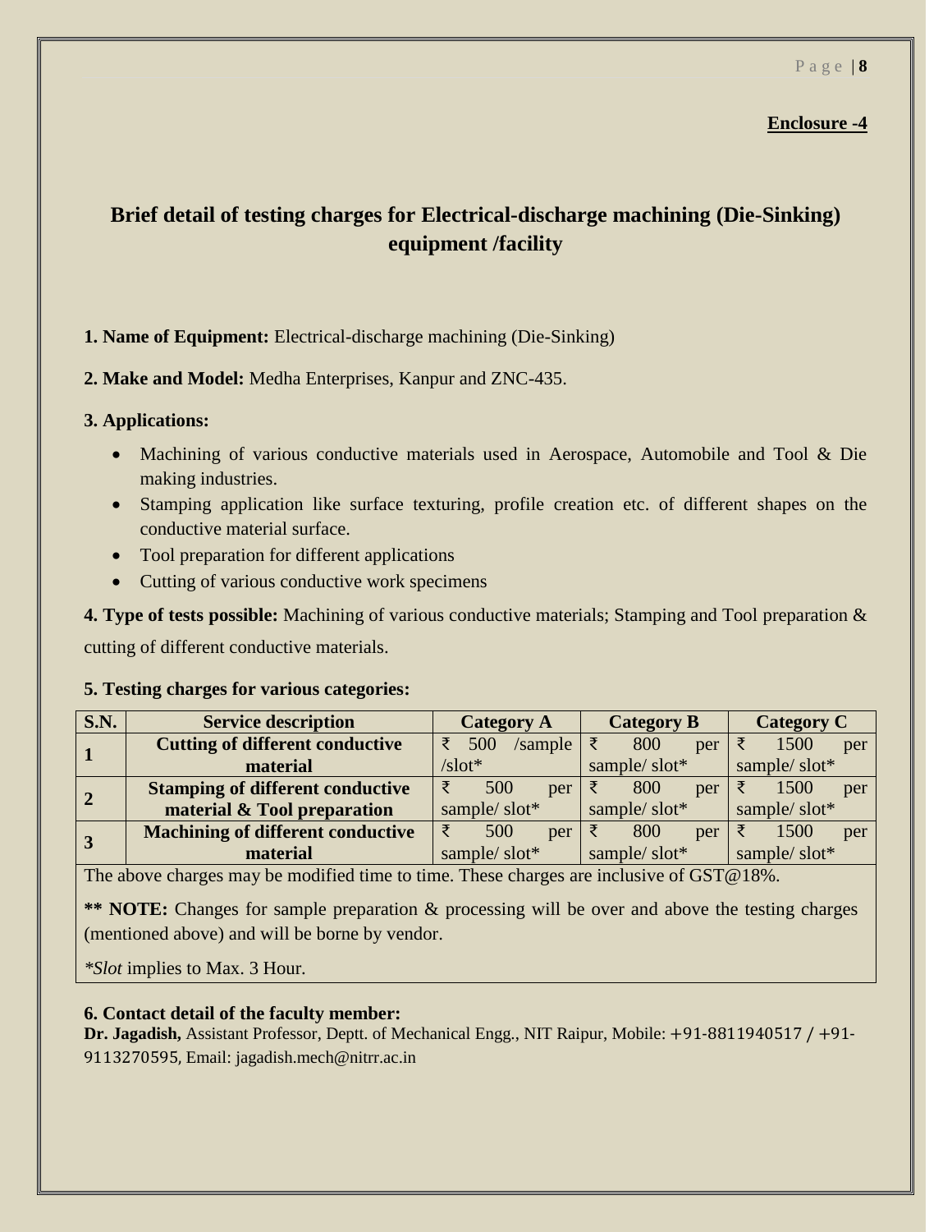**Enclosure -4**

## Brief detail of testing charges for Electrical-discharge machining (Die-Sinking) equipment /facility

**1. Name of Equipment:** Electrical-discharge machining (Die-Sinking)

**2. Make and Model:** Medha Enterprises, Kanpur and ZNC-435.

**3. Applications:**

- Machining of various conductive materials used in Aerospace, Automobile and Tool & Die making industries.
- Stamping application like surface texturing, profile creation etc. of different shapes on the conductive material surface.
- Tool preparation for different applications
- Cutting of various conductive work specimens

**4. Type of tests possible:** Machining of various conductive materials; Stamping and Tool preparation & cutting of different conductive materials.

**5. Testing charges for various categories:**

| S.N. | Service description | Category A | Category B | Category C |
|---|---|---|---|---|
| **1** | **Cutting of different conductive material** | ₹ 500 /sample /slot* | ₹ 800 per sample/ slot* | ₹ 1500 per sample/ slot* |
| **2** | **Stamping of different conductive material & Tool preparation** | ₹ 500 per sample/ slot* | ₹ 800 per sample/ slot* | ₹ 1500 per sample/ slot* |
| **3** | **Machining of different conductive material** | ₹ 500 per sample/ slot* | ₹ 800 per sample/ slot* | ₹ 1500 per sample/ slot* |

The above charges may be modified time to time. These charges are inclusive of GST@18%.

**** NOTE:** Changes for sample preparation & processing will be over and above the testing charges (mentioned above) and will be borne by vendor.

*\*Slot* implies to Max. 3 Hour.

**6. Contact detail of the faculty member:**

**Dr. Jagadish,** Assistant Professor, Deptt. of Mechanical Engg., NIT Raipur, Mobile: +91-8811940517 / +91-9113270595, Email: jagadish.mech@nitrr.ac.in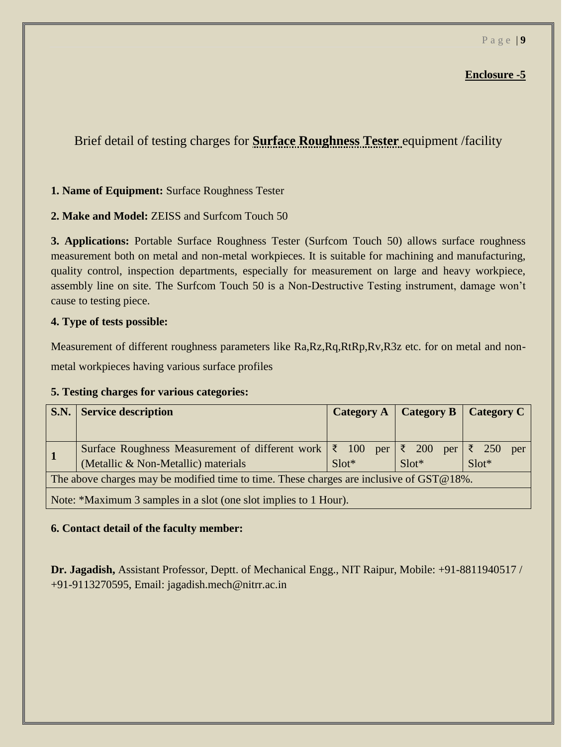**Enclosure -5**

Brief detail of testing charges for **Surface Roughness Tester** equipment /facility

**1. Name of Equipment:** Surface Roughness Tester

**2. Make and Model:** ZEISS and Surfcom Touch 50

**3. Applications:** Portable Surface Roughness Tester (Surfcom Touch 50) allows surface roughness measurement both on metal and non-metal workpieces. It is suitable for machining and manufacturing, quality control, inspection departments, especially for measurement on large and heavy workpiece, assembly line on site. The Surfcom Touch 50 is a Non-Destructive Testing instrument, damage won't cause to testing piece.

**4. Type of tests possible:**

Measurement of different roughness parameters like Ra,Rz,Rq,RtRp,Rv,R3z etc. for on metal and non-metal workpieces having various surface profiles

**5. Testing charges for various categories:**

| S.N. | Service description | Category A | Category B | Category C |
|---|---|---|---|---|
| 1 | Surface Roughness Measurement of different work (Metallic & Non-Metallic) materials | ₹ 100 per Slot* | ₹ 200 per Slot* | ₹ 250 per Slot* |
| The above charges may be modified time to time. These charges are inclusive of GST@18%. | | | | |
| Note: *Maximum 3 samples in a slot (one slot implies to 1 Hour). | | | | |

**6. Contact detail of the faculty member:**

**Dr. Jagadish,** Assistant Professor, Deptt. of Mechanical Engg., NIT Raipur, Mobile: +91-8811940517 / +91-9113270595, Email: jagadish.mech@nitrr.ac.in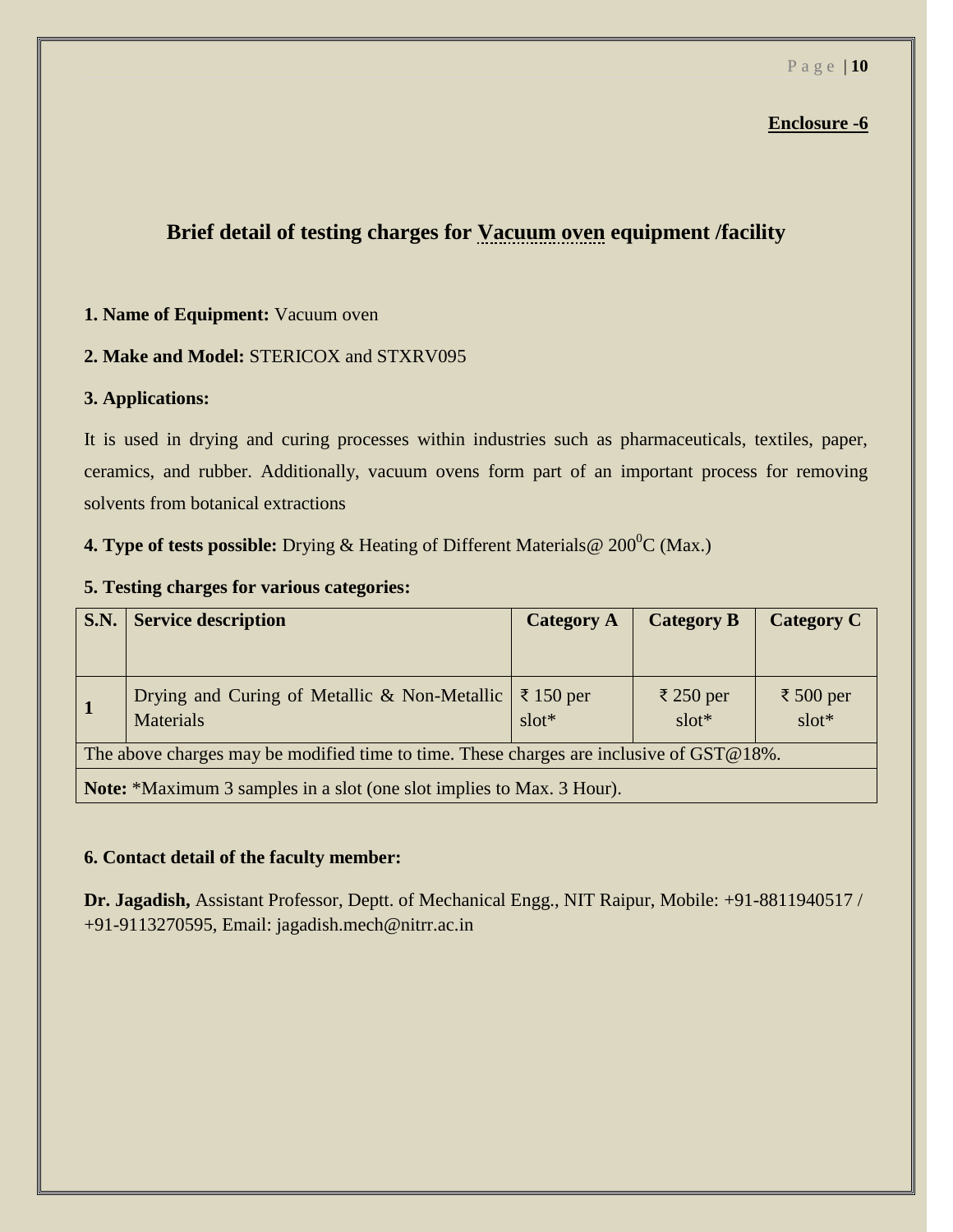**Enclosure -6**

## Brief detail of testing charges for Vacuum oven equipment /facility

**1. Name of Equipment:** Vacuum oven

**2. Make and Model:** STERICOX and STXRV095

**3. Applications:**

It is used in drying and curing processes within industries such as pharmaceuticals, textiles, paper, ceramics, and rubber. Additionally, vacuum ovens form part of an important process for removing solvents from botanical extractions

**4. Type of tests possible:** Drying & Heating of Different Materials@ $200^0$C (Max.)

**5. Testing charges for various categories:**

| S.N. | Service description | Category A | Category B | Category C |
|---|---|---|---|---|
| 1 | Drying and Curing of Metallic & Non-Metallic Materials | ₹ 150 per slot* | ₹ 250 per slot* | ₹ 500 per slot* |
| The above charges may be modified time to time. These charges are inclusive of GST@18%. | | | | |
| **Note:** *Maximum 3 samples in a slot (one slot implies to Max. 3 Hour). | | | | |

**6. Contact detail of the faculty member:**

**Dr. Jagadish,** Assistant Professor, Deptt. of Mechanical Engg., NIT Raipur, Mobile: +91-8811940517 / +91-9113270595, Email: jagadish.mech@nitrr.ac.in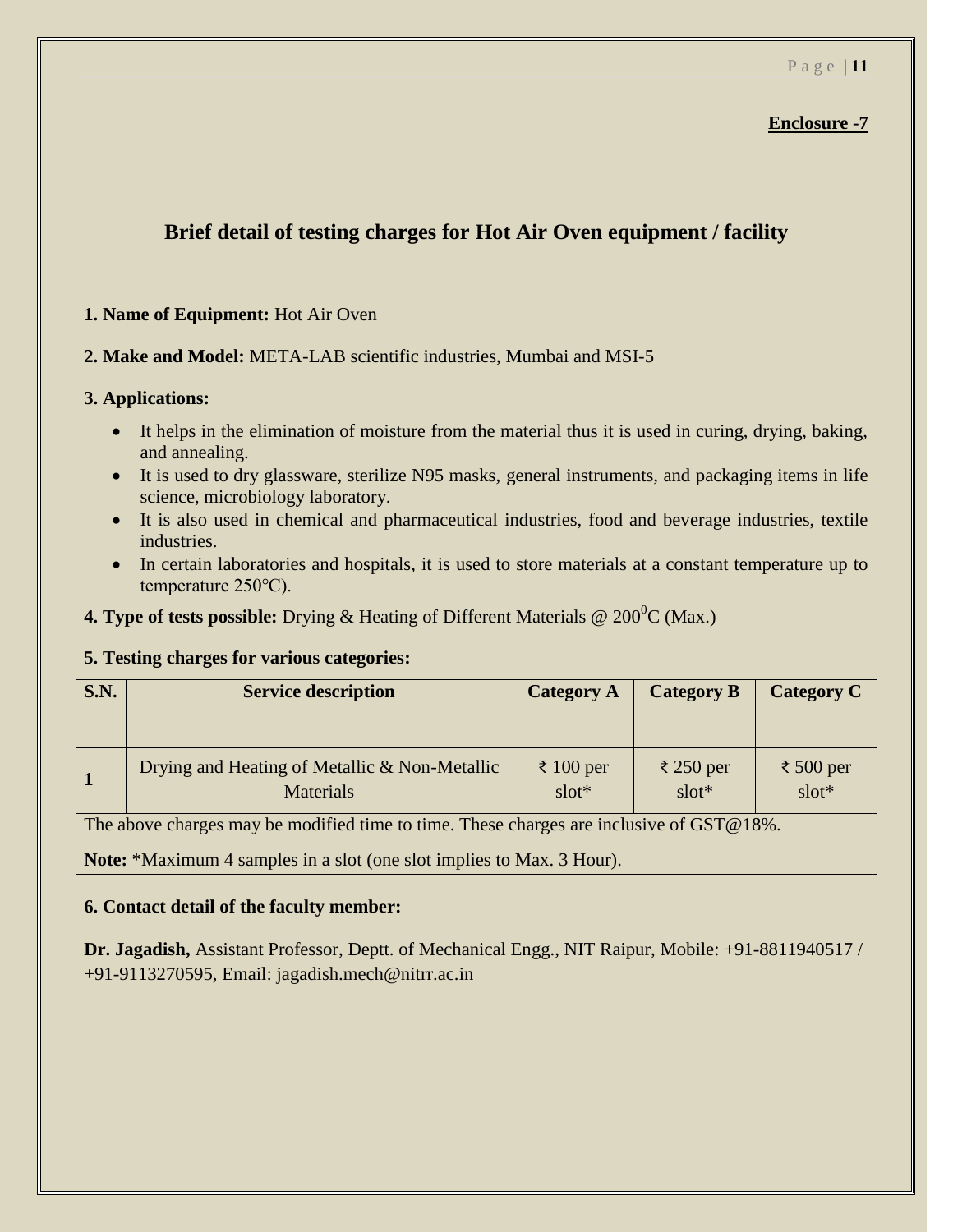**Enclosure -7**

## Brief detail of testing charges for Hot Air Oven equipment / facility

**1. Name of Equipment:** Hot Air Oven

**2. Make and Model:** META-LAB scientific industries, Mumbai and MSI-5

**3. Applications:**

- It helps in the elimination of moisture from the material thus it is used in curing, drying, baking, and annealing.
- It is used to dry glassware, sterilize N95 masks, general instruments, and packaging items in life science, microbiology laboratory.
- It is also used in chemical and pharmaceutical industries, food and beverage industries, textile industries.
- In certain laboratories and hospitals, it is used to store materials at a constant temperature up to temperature 250°C).

**4. Type of tests possible:** Drying & Heating of Different Materials @ $200^0$C (Max.)

**5. Testing charges for various categories:**

| S.N. | Service description | Category A | Category B | Category C |
|---|---|---|---|---|
| **1** | Drying and Heating of Metallic & Non-Metallic Materials | ₹ 100 per slot* | ₹ 250 per slot* | ₹ 500 per slot* |
| The above charges may be modified time to time. These charges are inclusive of GST@18%. | | | | |
| **Note:** *Maximum 4 samples in a slot (one slot implies to Max. 3 Hour). | | | | |

**6. Contact detail of the faculty member:**

**Dr. Jagadish,** Assistant Professor, Deptt. of Mechanical Engg., NIT Raipur, Mobile: +91-8811940517 / +91-9113270595, Email: jagadish.mech@nitrr.ac.in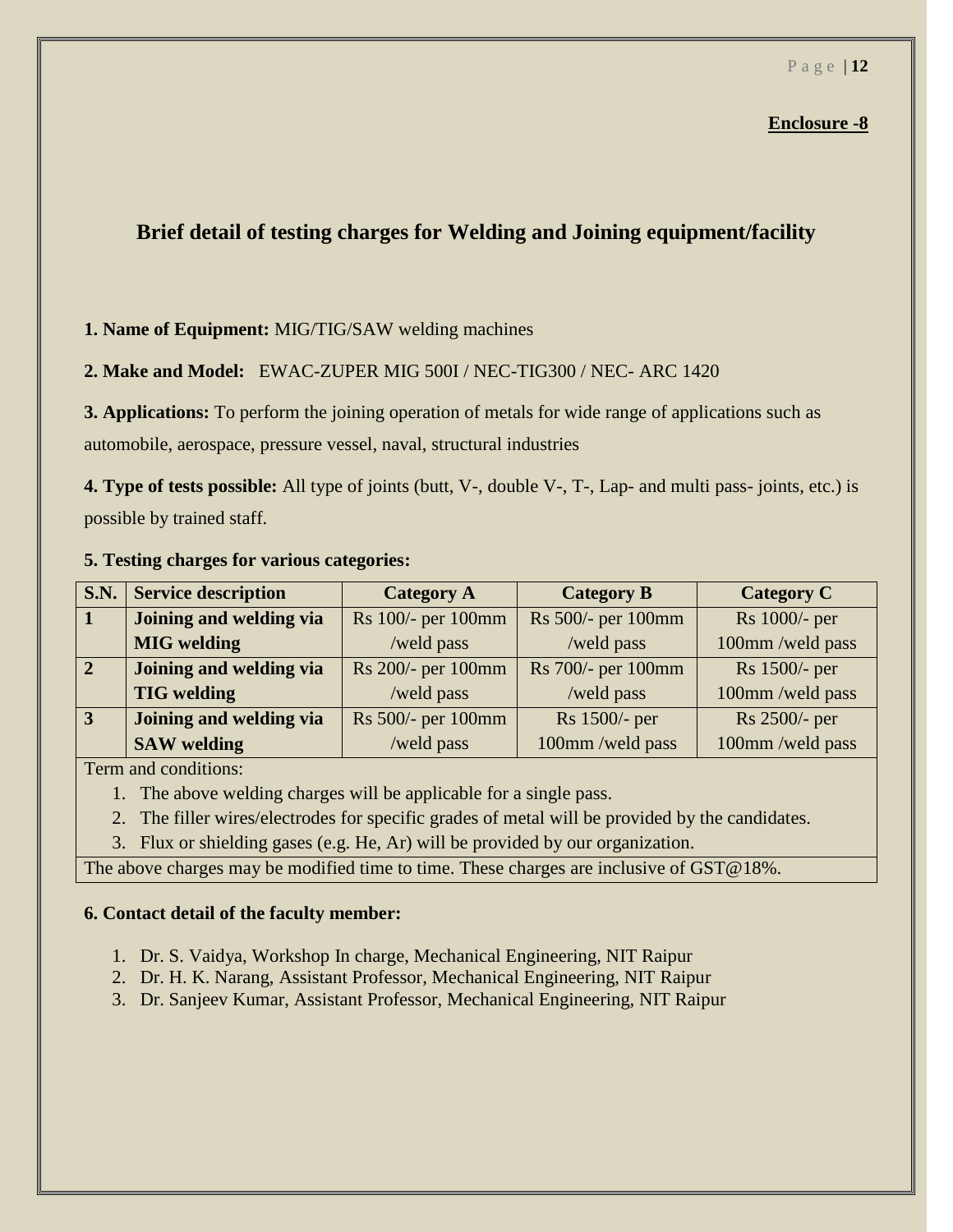**Enclosure -8**

## Brief detail of testing charges for Welding and Joining equipment/facility

**1. Name of Equipment:** MIG/TIG/SAW welding machines

**2. Make and Model:** EWAC-ZUPER MIG 500I / NEC-TIG300 / NEC- ARC 1420

**3. Applications:** To perform the joining operation of metals for wide range of applications such as automobile, aerospace, pressure vessel, naval, structural industries

**4. Type of tests possible:** All type of joints (butt, V-, double V-, T-, Lap- and multi pass- joints, etc.) is possible by trained staff.

**5. Testing charges for various categories:**

| S.N. | Service description | Category A | Category B | Category C |
|---|---|---|---|---|
| **1** | **Joining and welding via MIG welding** | Rs 100/- per 100mm /weld pass | Rs 500/- per 100mm /weld pass | Rs 1000/- per 100mm /weld pass |
| **2** | **Joining and welding via TIG welding** | Rs 200/- per 100mm /weld pass | Rs 700/- per 100mm /weld pass | Rs 1500/- per 100mm /weld pass |
| **3** | **Joining and welding via SAW welding** | Rs 500/- per 100mm /weld pass | Rs 1500/- per 100mm /weld pass | Rs 2500/- per 100mm /weld pass |

Term and conditions:

1. The above welding charges will be applicable for a single pass.
2. The filler wires/electrodes for specific grades of metal will be provided by the candidates.
3. Flux or shielding gases (e.g. He, Ar) will be provided by our organization.

The above charges may be modified time to time. These charges are inclusive of GST@18%.

**6. Contact detail of the faculty member:**

1. Dr. S. Vaidya, Workshop In charge, Mechanical Engineering, NIT Raipur
2. Dr. H. K. Narang, Assistant Professor, Mechanical Engineering, NIT Raipur
3. Dr. Sanjeev Kumar, Assistant Professor, Mechanical Engineering, NIT Raipur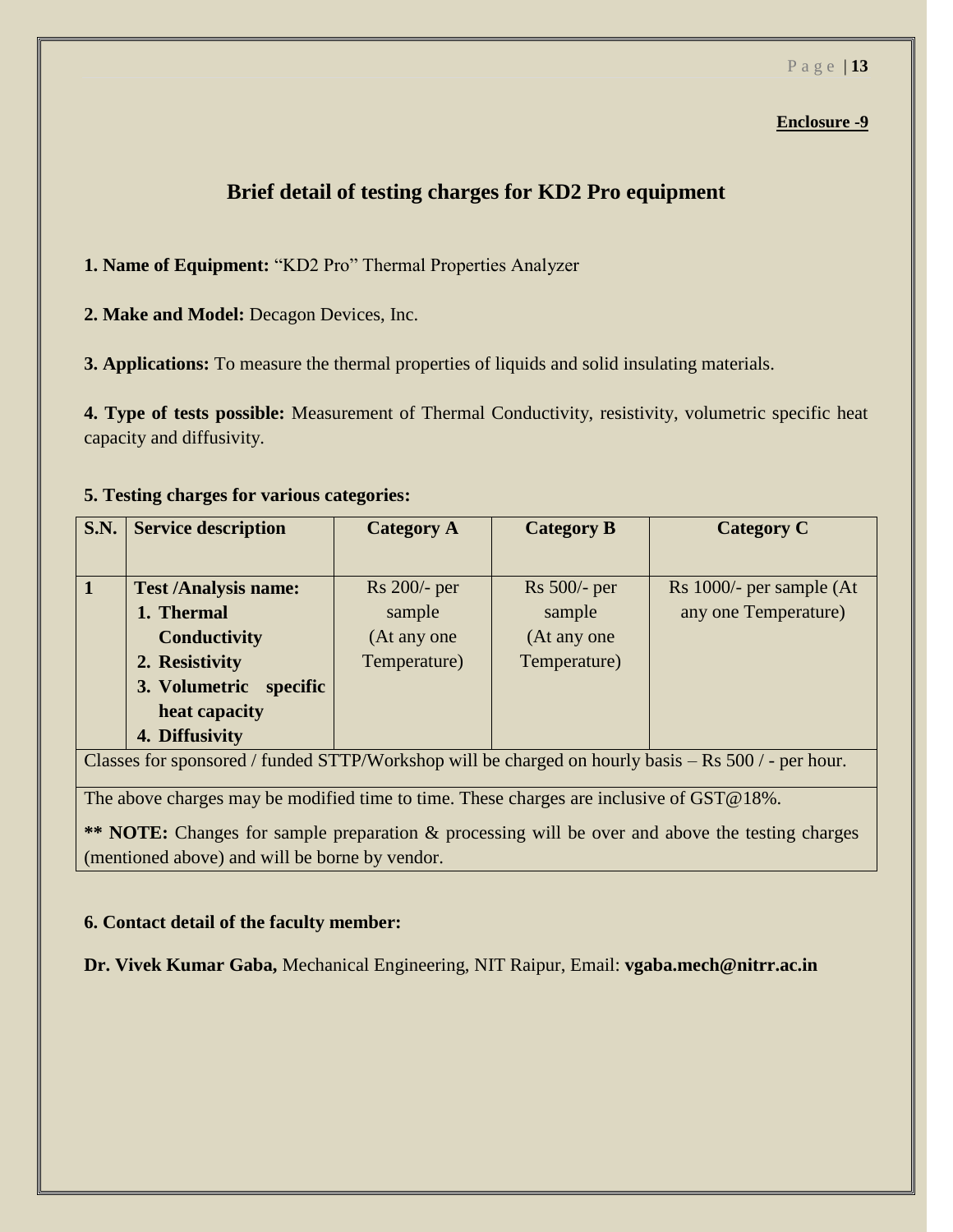**Enclosure -9**

## Brief detail of testing charges for KD2 Pro equipment

**1. Name of Equipment:** "KD2 Pro" Thermal Properties Analyzer

**2. Make and Model:** Decagon Devices, Inc.

**3. Applications:** To measure the thermal properties of liquids and solid insulating materials.

**4. Type of tests possible:** Measurement of Thermal Conductivity, resistivity, volumetric specific heat capacity and diffusivity.

**5. Testing charges for various categories:**

| S.N. | Service description | Category A | Category B | Category C |
|---|---|---|---|---|
| 1 | **Test /Analysis name:**<br>**1. Thermal Conductivity**<br>**2. Resistivity**<br>**3. Volumetric specific heat capacity**<br>**4. Diffusivity** | Rs 200/- per sample (At any one Temperature) | Rs 500/- per sample (At any one Temperature) | Rs 1000/- per sample (At any one Temperature) |
| Classes for sponsored / funded STTP/Workshop will be charged on hourly basis – Rs 500 / - per hour. | | | | |
| The above charges may be modified time to time. These charges are inclusive of GST@18%.<br>**\*\* NOTE:** Changes for sample preparation & processing will be over and above the testing charges (mentioned above) and will be borne by vendor. | | | | |

**6. Contact detail of the faculty member:**

**Dr. Vivek Kumar Gaba,** Mechanical Engineering, NIT Raipur, Email: **vgaba.mech@nitrr.ac.in**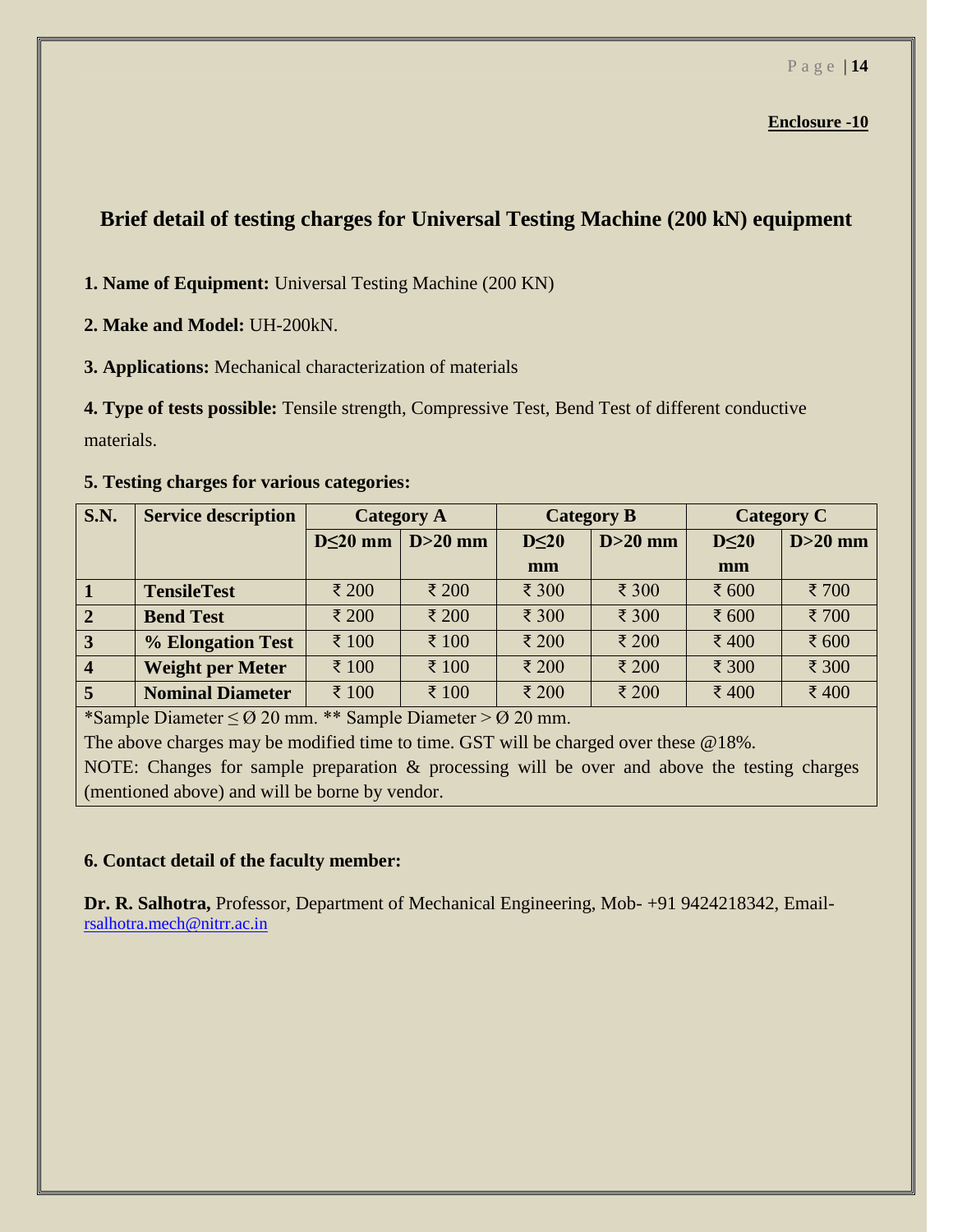**Enclosure -10**

## Brief detail of testing charges for Universal Testing Machine (200 kN) equipment

**1. Name of Equipment:** Universal Testing Machine (200 KN)

**2. Make and Model:** UH-200kN.

**3. Applications:** Mechanical characterization of materials

**4. Type of tests possible:** Tensile strength, Compressive Test, Bend Test of different conductive materials.

**5. Testing charges for various categories:**

| S.N. | Service description | Category A | | Category B | | Category C | |
|---|---|---|---|---|---|---|---|
| | | D≤20 mm | D>20 mm | D≤20 mm | D>20 mm | D≤20 mm | D>20 mm |
| 1 | TensileTest | ₹ 200 | ₹ 200 | ₹ 300 | ₹ 300 | ₹ 600 | ₹ 700 |
| 2 | Bend Test | ₹ 200 | ₹ 200 | ₹ 300 | ₹ 300 | ₹ 600 | ₹ 700 |
| 3 | % Elongation Test | ₹ 100 | ₹ 100 | ₹ 200 | ₹ 200 | ₹ 400 | ₹ 600 |
| 4 | Weight per Meter | ₹ 100 | ₹ 100 | ₹ 200 | ₹ 200 | ₹ 300 | ₹ 300 |
| 5 | Nominal Diameter | ₹ 100 | ₹ 100 | ₹ 200 | ₹ 200 | ₹ 400 | ₹ 400 |

*Sample Diameter ≤ Ø 20 mm. ** Sample Diameter > Ø 20 mm.

The above charges may be modified time to time. GST will be charged over these @18%.

NOTE: Changes for sample preparation & processing will be over and above the testing charges (mentioned above) and will be borne by vendor.

**6. Contact detail of the faculty member:**

**Dr. R. Salhotra,** Professor, Department of Mechanical Engineering, Mob- +91 9424218342, Email- rsalhotra.mech@nitrr.ac.in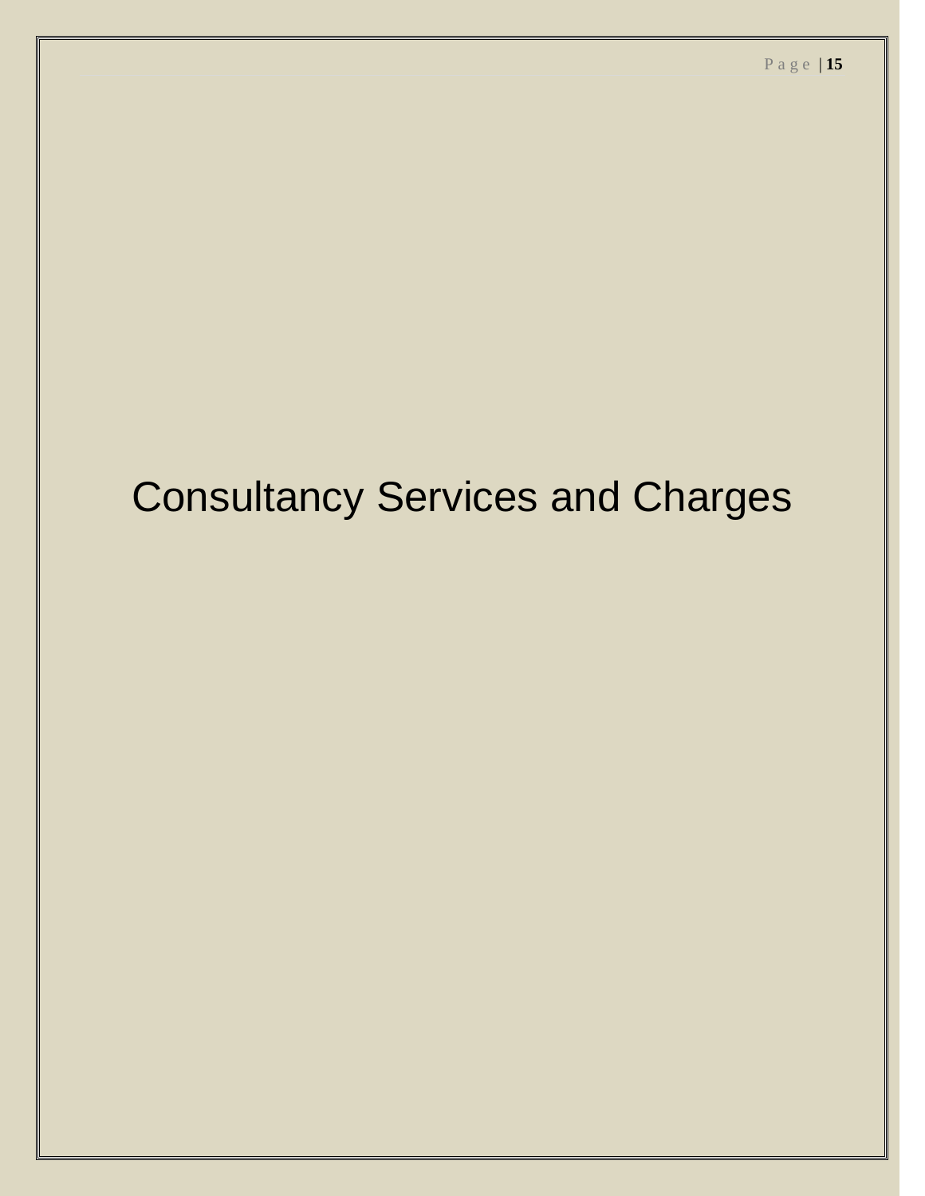# Consultancy Services and Charges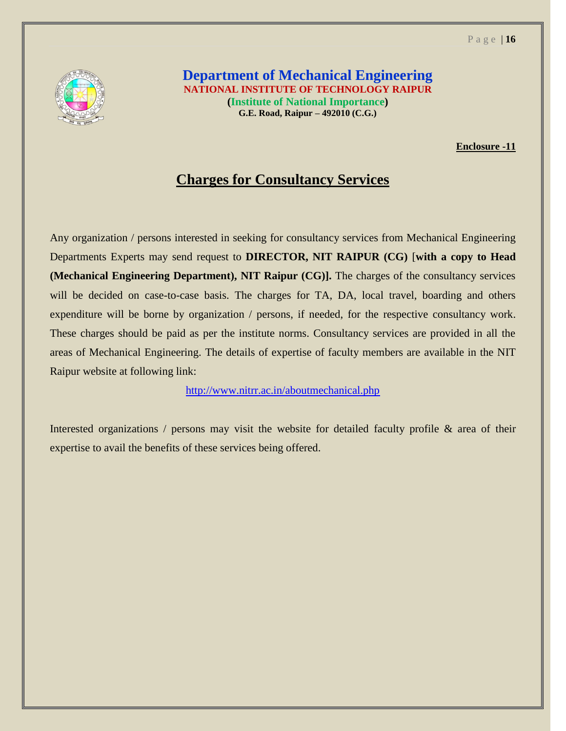**Department of Mechanical Engineering**
**NATIONAL INSTITUTE OF TECHNOLOGY RAIPUR**
**(Institute of National Importance)**
**G.E. Road, Raipur – 492010 (C.G.)**

**Enclosure -11**

# Charges for Consultancy Services

Any organization / persons interested in seeking for consultancy services from Mechanical Engineering Departments Experts may send request to **DIRECTOR, NIT RAIPUR (CG)** [**with a copy to Head (Mechanical Engineering Department), NIT Raipur (CG)].** The charges of the consultancy services will be decided on case-to-case basis. The charges for TA, DA, local travel, boarding and others expenditure will be borne by organization / persons, if needed, for the respective consultancy work. These charges should be paid as per the institute norms. Consultancy services are provided in all the areas of Mechanical Engineering. The details of expertise of faculty members are available in the NIT Raipur website at following link:

http://www.nitrr.ac.in/aboutmechanical.php

Interested organizations / persons may visit the website for detailed faculty profile & area of their expertise to avail the benefits of these services being offered.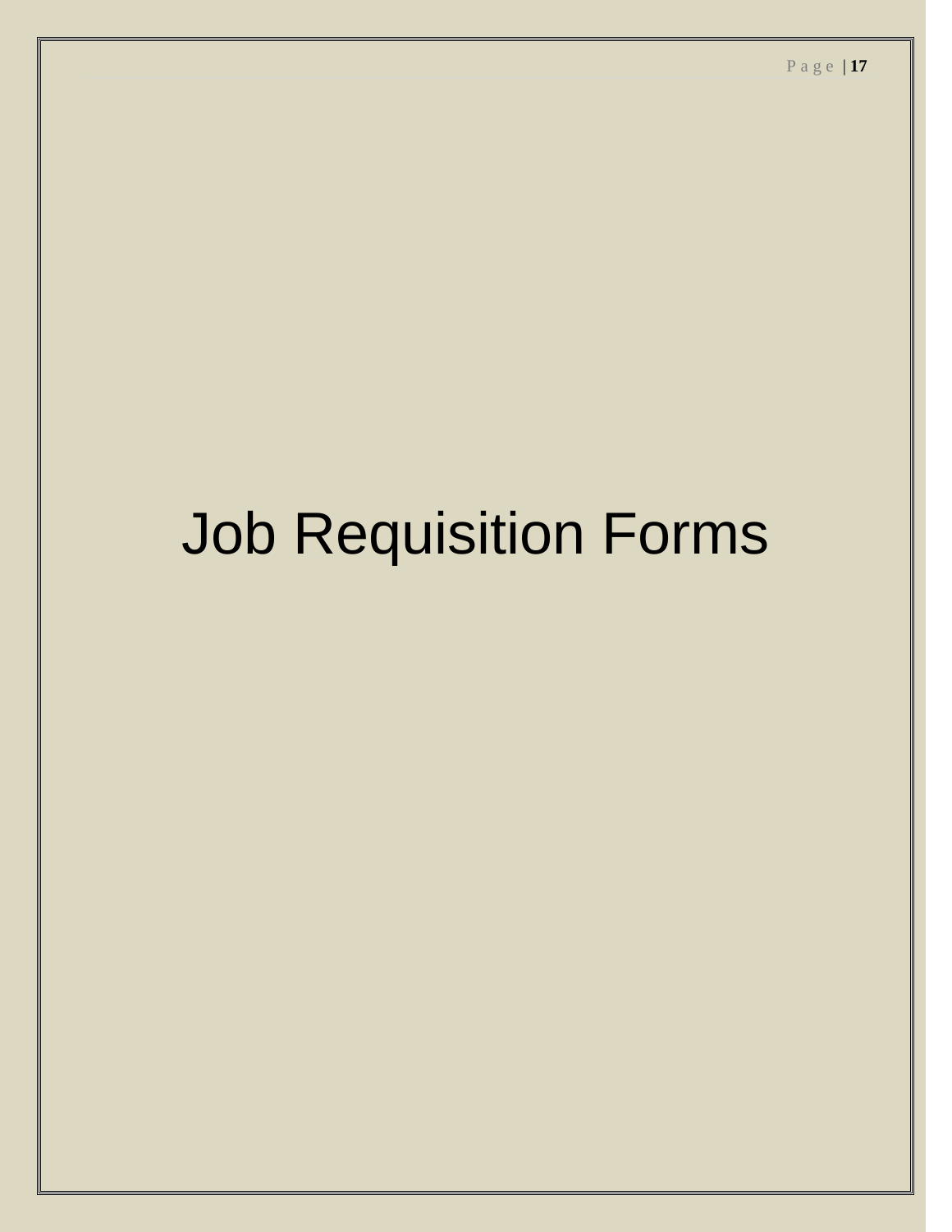# Job Requisition Forms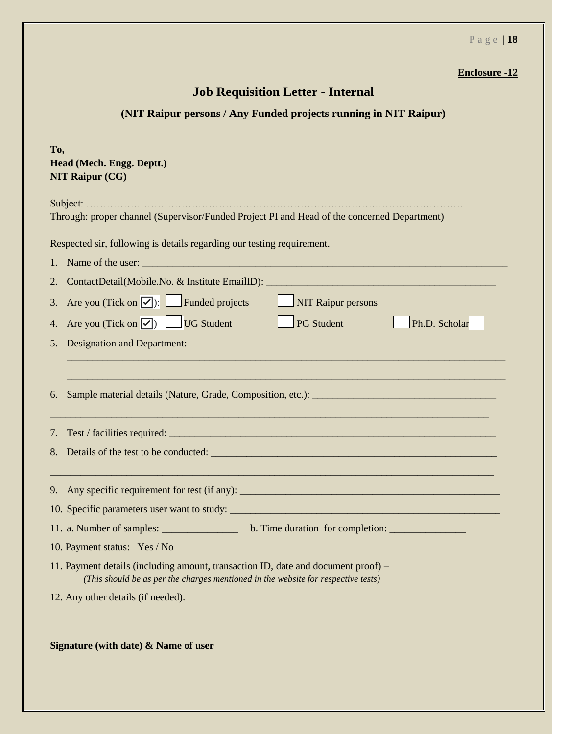**Enclosure -12**

# Job Requisition Letter - Internal

## (NIT Raipur persons / Any Funded projects running in NIT Raipur)

**To,**
**Head (Mech. Engg. Deptt.)**
**NIT Raipur (CG)**

Subject: …………………………………………………………………………………………………
Through: proper channel (Supervisor/Funded Project PI and Head of the concerned Department)

Respected sir, following is details regarding our testing requirement.

1. Name of the user: ___________________________________________________________________________
2. ContactDetail(Mobile.No. & Institute EmailID): _____________________________________________
3. Are you (Tick on ☑): ☐ Funded projects ☐ NIT Raipur persons
4. Are you (Tick on ☑) ☐ UG Student ☐ PG Student ☐ Ph.D. Scholar
5. Designation and Department:
   ___________________________________________________________________________________________
   ___________________________________________________________________________________________
6. Sample material details (Nature, Grade, Composition, etc.): _____________________________________
   ___________________________________________________________________________________________
7. Test / facilities required: __________________________________________________________________
8. Details of the test to be conducted: __________________________________________________________
   ___________________________________________________________________________________________
9. Any specific requirement for test (if any): _____________________________________________________
10. Specific parameters user want to study: ______________________________________________________
11. a. Number of samples: _______________ b. Time duration for completion: _______________

10. Payment status: Yes / No

11. Payment details (including amount, transaction ID, date and document proof) –
    *(This should be as per the charges mentioned in the website for respective tests)*

12. Any other details (if needed).

**Signature (with date) & Name of user**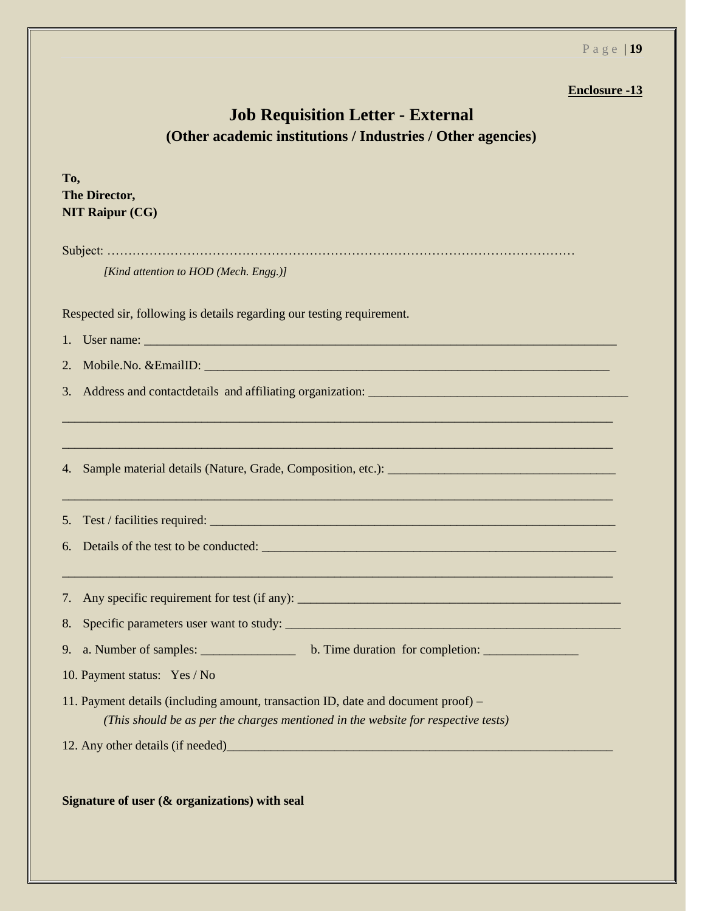**Enclosure -13**

# Job Requisition Letter - External

## (Other academic institutions / Industries / Other agencies)

**To,**
**The Director,**
**NIT Raipur (CG)**

Subject: …………………………………………………………………………………………………

*[Kind attention to HOD (Mech. Engg.)]*

Respected sir, following is details regarding our testing requirement.

1. User name: ____________________________________________________________________________
2. Mobile.No. &EmailID: ________________________________________________________________
3. Address and contactdetails and affiliating organization: ________________________________________

________________________________________________________________________________________

________________________________________________________________________________________

4. Sample material details (Nature, Grade, Composition, etc.): ____________________________________

________________________________________________________________________________________

5. Test / facilities required: _________________________________________________________________
6. Details of the test to be conducted: __________________________________________________________

________________________________________________________________________________________

7. Any specific requirement for test (if any): ____________________________________________________
8. Specific parameters user want to study: ______________________________________________________
9. a. Number of samples: _______________ b. Time duration for completion: _______________

10. Payment status: Yes / No

11. Payment details (including amount, transaction ID, date and document proof) –
*(This should be as per the charges mentioned in the website for respective tests)*

12. Any other details (if needed)______________________________________________________________

**Signature of user (& organizations) with seal**